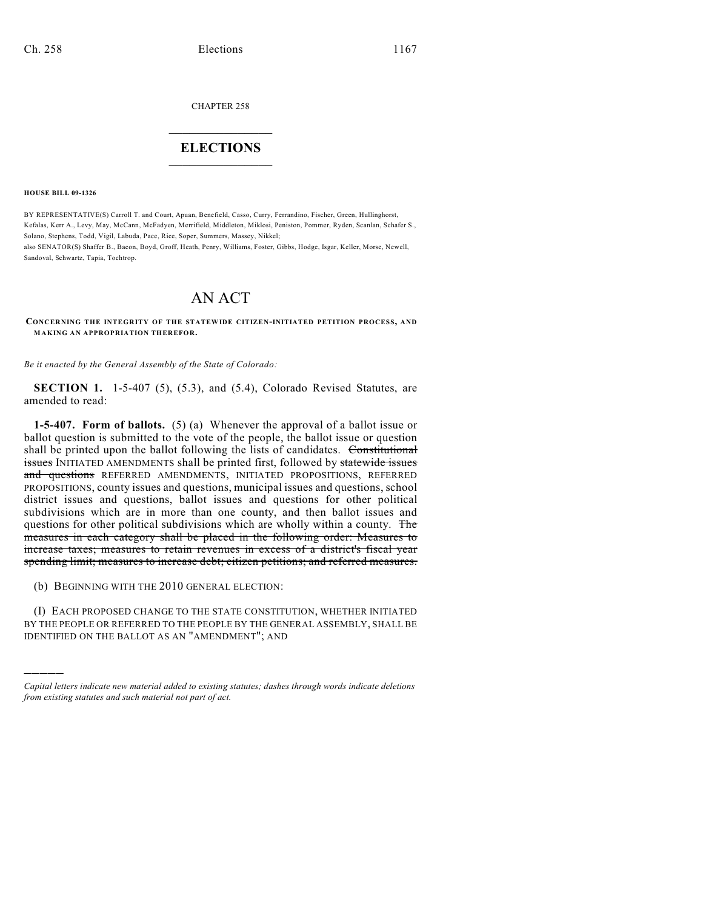CHAPTER 258

# ELECTIONS

**HOUSE BILL 09-1326**

BY REPRESENTATIVE(S) Carroll T. and Court, Apuan, Benefield, Casso, Curry, Ferrandino, Fischer, Green, Hullinghorst, Kefalas, Kerr A., Levy, May, McCann, McFadyen, Merrifield, Middleton, Miklosi, Peniston, Pommer, Ryden, Scanlan, Schafer S., Solano, Stephens, Todd, Vigil, Labuda, Pace, Rice, Soper, Summers, Massey, Nikkel;
also SENATOR(S) Shaffer B., Bacon, Boyd, Groff, Heath, Penry, Williams, Foster, Gibbs, Hodge, Isgar, Keller, Morse, Newell, Sandoval, Schwartz, Tapia, Tochtrop.

# AN ACT

**CONCERNING THE INTEGRITY OF THE STATEWIDE CITIZEN-INITIATED PETITION PROCESS, AND MAKING AN APPROPRIATION THEREFOR.**

*Be it enacted by the General Assembly of the State of Colorado:*

**SECTION 1.** 1-5-407 (5), (5.3), and (5.4), Colorado Revised Statutes, are amended to read:

**1-5-407. Form of ballots.** (5) (a) Whenever the approval of a ballot issue or ballot question is submitted to the vote of the people, the ballot issue or question shall be printed upon the ballot following the lists of candidates. ~~Constitutional issues~~ INITIATED AMENDMENTS shall be printed first, followed by ~~statewide issues and questions~~ REFERRED AMENDMENTS, INITIATED PROPOSITIONS, REFERRED PROPOSITIONS, county issues and questions, municipal issues and questions, school district issues and questions, ballot issues and questions for other political subdivisions which are in more than one county, and then ballot issues and questions for other political subdivisions which are wholly within a county. ~~The measures in each category shall be placed in the following order: Measures to increase taxes; measures to retain revenues in excess of a district's fiscal year spending limit; measures to increase debt; citizen petitions; and referred measures.~~

(b) BEGINNING WITH THE 2010 GENERAL ELECTION:

(I) EACH PROPOSED CHANGE TO THE STATE CONSTITUTION, WHETHER INITIATED BY THE PEOPLE OR REFERRED TO THE PEOPLE BY THE GENERAL ASSEMBLY, SHALL BE IDENTIFIED ON THE BALLOT AS AN "AMENDMENT"; AND

---

*Capital letters indicate new material added to existing statutes; dashes through words indicate deletions from existing statutes and such material not part of act.*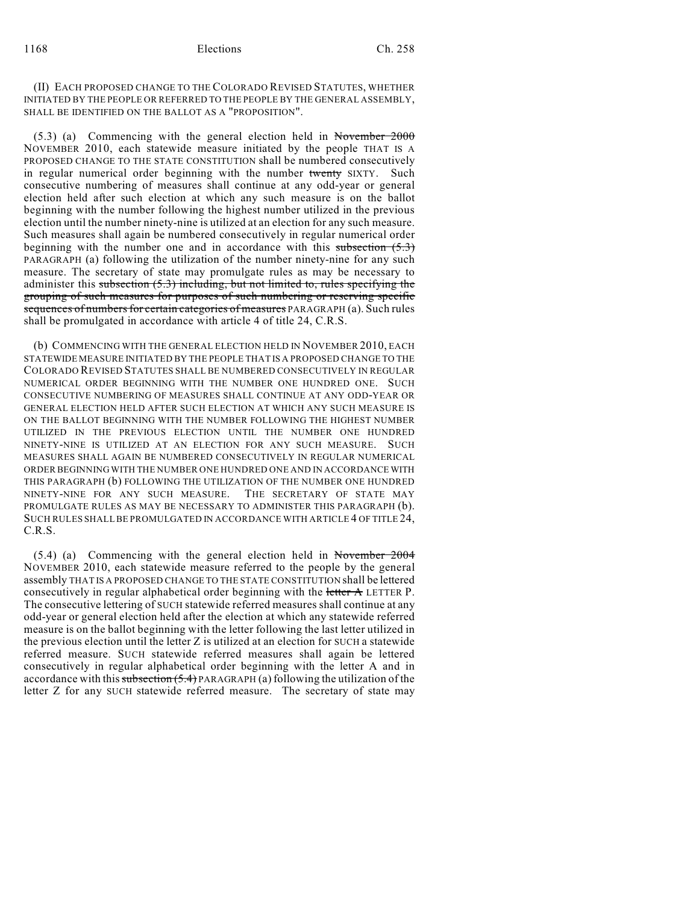(II) EACH PROPOSED CHANGE TO THE COLORADO REVISED STATUTES, WHETHER INITIATED BY THE PEOPLE OR REFERRED TO THE PEOPLE BY THE GENERAL ASSEMBLY, SHALL BE IDENTIFIED ON THE BALLOT AS A "PROPOSITION".

(5.3) (a) Commencing with the general election held in ~~November 2000~~ NOVEMBER 2010, each statewide measure initiated by the people THAT IS A PROPOSED CHANGE TO THE STATE CONSTITUTION shall be numbered consecutively in regular numerical order beginning with the number ~~twenty~~ SIXTY. Such consecutive numbering of measures shall continue at any odd-year or general election held after such election at which any such measure is on the ballot beginning with the number following the highest number utilized in the previous election until the number ninety-nine is utilized at an election for any such measure. Such measures shall again be numbered consecutively in regular numerical order beginning with the number one and in accordance with this ~~subsection (5.3)~~ PARAGRAPH (a) following the utilization of the number ninety-nine for any such measure. The secretary of state may promulgate rules as may be necessary to administer this ~~subsection (5.3) including, but not limited to, rules specifying the grouping of such measures for purposes of such numbering or reserving specific sequences of numbers for certain categories of measures~~ PARAGRAPH (a). Such rules shall be promulgated in accordance with article 4 of title 24, C.R.S.

(b) COMMENCING WITH THE GENERAL ELECTION HELD IN NOVEMBER 2010, EACH STATEWIDE MEASURE INITIATED BY THE PEOPLE THAT IS A PROPOSED CHANGE TO THE COLORADO REVISED STATUTES SHALL BE NUMBERED CONSECUTIVELY IN REGULAR NUMERICAL ORDER BEGINNING WITH THE NUMBER ONE HUNDRED ONE. SUCH CONSECUTIVE NUMBERING OF MEASURES SHALL CONTINUE AT ANY ODD-YEAR OR GENERAL ELECTION HELD AFTER SUCH ELECTION AT WHICH ANY SUCH MEASURE IS ON THE BALLOT BEGINNING WITH THE NUMBER FOLLOWING THE HIGHEST NUMBER UTILIZED IN THE PREVIOUS ELECTION UNTIL THE NUMBER ONE HUNDRED NINETY-NINE IS UTILIZED AT AN ELECTION FOR ANY SUCH MEASURE. SUCH MEASURES SHALL AGAIN BE NUMBERED CONSECUTIVELY IN REGULAR NUMERICAL ORDER BEGINNING WITH THE NUMBER ONE HUNDRED ONE AND IN ACCORDANCE WITH THIS PARAGRAPH (b) FOLLOWING THE UTILIZATION OF THE NUMBER ONE HUNDRED NINETY-NINE FOR ANY SUCH MEASURE. THE SECRETARY OF STATE MAY PROMULGATE RULES AS MAY BE NECESSARY TO ADMINISTER THIS PARAGRAPH (b). SUCH RULES SHALL BE PROMULGATED IN ACCORDANCE WITH ARTICLE 4 OF TITLE 24, C.R.S.

(5.4) (a) Commencing with the general election held in ~~November 2004~~ NOVEMBER 2010, each statewide measure referred to the people by the general assembly THAT IS A PROPOSED CHANGE TO THE STATE CONSTITUTION shall be lettered consecutively in regular alphabetical order beginning with the ~~letter A~~ LETTER P. The consecutive lettering of SUCH statewide referred measures shall continue at any odd-year or general election held after the election at which any statewide referred measure is on the ballot beginning with the letter following the last letter utilized in the previous election until the letter Z is utilized at an election for SUCH a statewide referred measure. SUCH statewide referred measures shall again be lettered consecutively in regular alphabetical order beginning with the letter A and in accordance with this ~~subsection (5.4)~~ PARAGRAPH (a) following the utilization of the letter Z for any SUCH statewide referred measure. The secretary of state may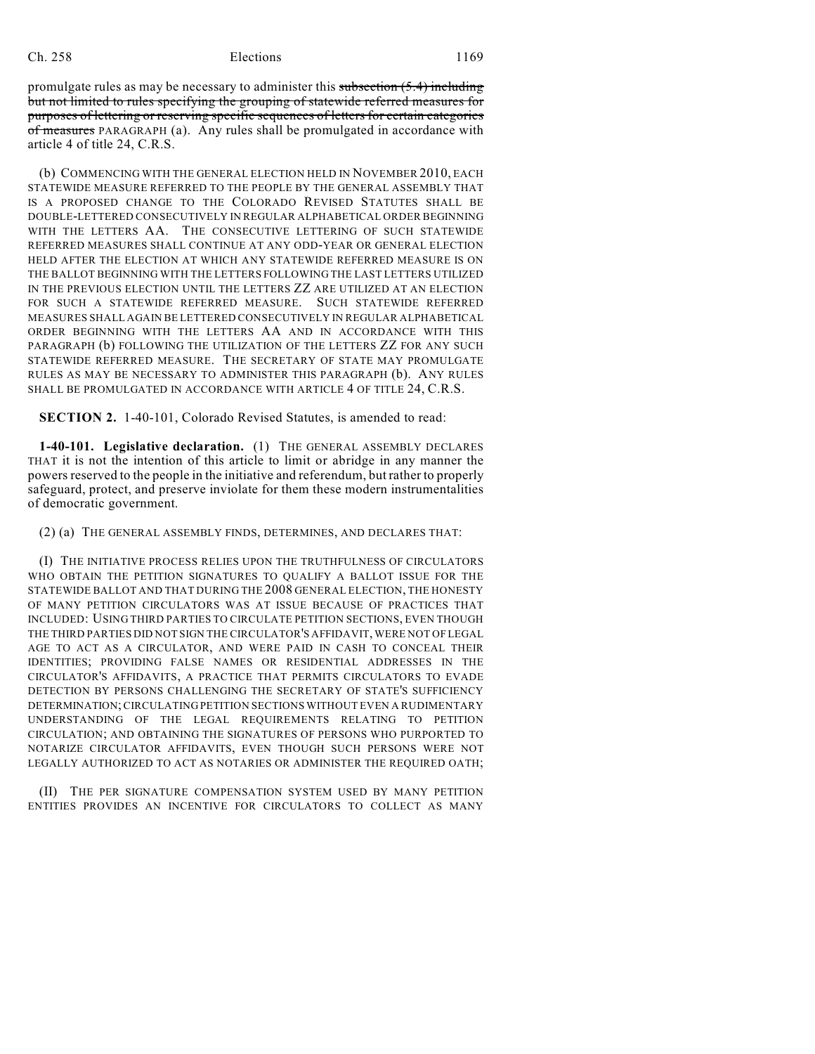promulgate rules as may be necessary to administer this ~~subsection (5.4) including but not limited to rules specifying the grouping of statewide referred measures for purposes of lettering or reserving specific sequences of letters for certain categories of measures~~ PARAGRAPH (a). Any rules shall be promulgated in accordance with article 4 of title 24, C.R.S.

(b) COMMENCING WITH THE GENERAL ELECTION HELD IN NOVEMBER 2010, EACH STATEWIDE MEASURE REFERRED TO THE PEOPLE BY THE GENERAL ASSEMBLY THAT IS A PROPOSED CHANGE TO THE COLORADO REVISED STATUTES SHALL BE DOUBLE-LETTERED CONSECUTIVELY IN REGULAR ALPHABETICAL ORDER BEGINNING WITH THE LETTERS AA. THE CONSECUTIVE LETTERING OF SUCH STATEWIDE REFERRED MEASURES SHALL CONTINUE AT ANY ODD-YEAR OR GENERAL ELECTION HELD AFTER THE ELECTION AT WHICH ANY STATEWIDE REFERRED MEASURE IS ON THE BALLOT BEGINNING WITH THE LETTERS FOLLOWING THE LAST LETTERS UTILIZED IN THE PREVIOUS ELECTION UNTIL THE LETTERS ZZ ARE UTILIZED AT AN ELECTION FOR SUCH A STATEWIDE REFERRED MEASURE. SUCH STATEWIDE REFERRED MEASURES SHALL AGAIN BE LETTERED CONSECUTIVELY IN REGULAR ALPHABETICAL ORDER BEGINNING WITH THE LETTERS AA AND IN ACCORDANCE WITH THIS PARAGRAPH (b) FOLLOWING THE UTILIZATION OF THE LETTERS ZZ FOR ANY SUCH STATEWIDE REFERRED MEASURE. THE SECRETARY OF STATE MAY PROMULGATE RULES AS MAY BE NECESSARY TO ADMINISTER THIS PARAGRAPH (b). ANY RULES SHALL BE PROMULGATED IN ACCORDANCE WITH ARTICLE 4 OF TITLE 24, C.R.S.

**SECTION 2.** 1-40-101, Colorado Revised Statutes, is amended to read:

**1-40-101. Legislative declaration.** (1) THE GENERAL ASSEMBLY DECLARES THAT it is not the intention of this article to limit or abridge in any manner the powers reserved to the people in the initiative and referendum, but rather to properly safeguard, protect, and preserve inviolate for them these modern instrumentalities of democratic government.

(2) (a) THE GENERAL ASSEMBLY FINDS, DETERMINES, AND DECLARES THAT:

(I) THE INITIATIVE PROCESS RELIES UPON THE TRUTHFULNESS OF CIRCULATORS WHO OBTAIN THE PETITION SIGNATURES TO QUALIFY A BALLOT ISSUE FOR THE STATEWIDE BALLOT AND THAT DURING THE 2008 GENERAL ELECTION, THE HONESTY OF MANY PETITION CIRCULATORS WAS AT ISSUE BECAUSE OF PRACTICES THAT INCLUDED: USING THIRD PARTIES TO CIRCULATE PETITION SECTIONS, EVEN THOUGH THE THIRD PARTIES DID NOT SIGN THE CIRCULATOR'S AFFIDAVIT, WERE NOT OF LEGAL AGE TO ACT AS A CIRCULATOR, AND WERE PAID IN CASH TO CONCEAL THEIR IDENTITIES; PROVIDING FALSE NAMES OR RESIDENTIAL ADDRESSES IN THE CIRCULATOR'S AFFIDAVITS, A PRACTICE THAT PERMITS CIRCULATORS TO EVADE DETECTION BY PERSONS CHALLENGING THE SECRETARY OF STATE'S SUFFICIENCY DETERMINATION; CIRCULATING PETITION SECTIONS WITHOUT EVEN A RUDIMENTARY UNDERSTANDING OF THE LEGAL REQUIREMENTS RELATING TO PETITION CIRCULATION; AND OBTAINING THE SIGNATURES OF PERSONS WHO PURPORTED TO NOTARIZE CIRCULATOR AFFIDAVITS, EVEN THOUGH SUCH PERSONS WERE NOT LEGALLY AUTHORIZED TO ACT AS NOTARIES OR ADMINISTER THE REQUIRED OATH;

(II) THE PER SIGNATURE COMPENSATION SYSTEM USED BY MANY PETITION ENTITIES PROVIDES AN INCENTIVE FOR CIRCULATORS TO COLLECT AS MANY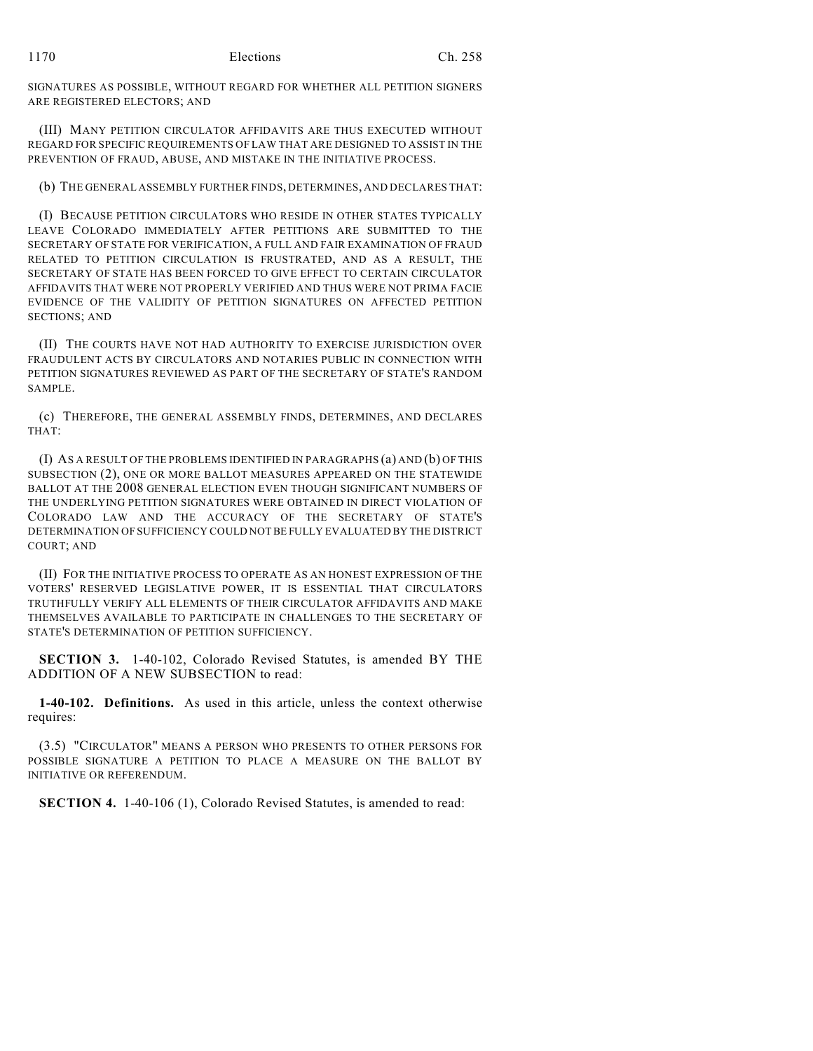SIGNATURES AS POSSIBLE, WITHOUT REGARD FOR WHETHER ALL PETITION SIGNERS ARE REGISTERED ELECTORS; AND

(III) MANY PETITION CIRCULATOR AFFIDAVITS ARE THUS EXECUTED WITHOUT REGARD FOR SPECIFIC REQUIREMENTS OF LAW THAT ARE DESIGNED TO ASSIST IN THE PREVENTION OF FRAUD, ABUSE, AND MISTAKE IN THE INITIATIVE PROCESS.

(b) THE GENERAL ASSEMBLY FURTHER FINDS, DETERMINES, AND DECLARES THAT:

(I) BECAUSE PETITION CIRCULATORS WHO RESIDE IN OTHER STATES TYPICALLY LEAVE COLORADO IMMEDIATELY AFTER PETITIONS ARE SUBMITTED TO THE SECRETARY OF STATE FOR VERIFICATION, A FULL AND FAIR EXAMINATION OF FRAUD RELATED TO PETITION CIRCULATION IS FRUSTRATED, AND AS A RESULT, THE SECRETARY OF STATE HAS BEEN FORCED TO GIVE EFFECT TO CERTAIN CIRCULATOR AFFIDAVITS THAT WERE NOT PROPERLY VERIFIED AND THUS WERE NOT PRIMA FACIE EVIDENCE OF THE VALIDITY OF PETITION SIGNATURES ON AFFECTED PETITION SECTIONS; AND

(II) THE COURTS HAVE NOT HAD AUTHORITY TO EXERCISE JURISDICTION OVER FRAUDULENT ACTS BY CIRCULATORS AND NOTARIES PUBLIC IN CONNECTION WITH PETITION SIGNATURES REVIEWED AS PART OF THE SECRETARY OF STATE'S RANDOM SAMPLE.

(c) THEREFORE, THE GENERAL ASSEMBLY FINDS, DETERMINES, AND DECLARES THAT:

(I) AS A RESULT OF THE PROBLEMS IDENTIFIED IN PARAGRAPHS (a) AND (b) OF THIS SUBSECTION (2), ONE OR MORE BALLOT MEASURES APPEARED ON THE STATEWIDE BALLOT AT THE 2008 GENERAL ELECTION EVEN THOUGH SIGNIFICANT NUMBERS OF THE UNDERLYING PETITION SIGNATURES WERE OBTAINED IN DIRECT VIOLATION OF COLORADO LAW AND THE ACCURACY OF THE SECRETARY OF STATE'S DETERMINATION OF SUFFICIENCY COULD NOT BE FULLY EVALUATED BY THE DISTRICT COURT; AND

(II) FOR THE INITIATIVE PROCESS TO OPERATE AS AN HONEST EXPRESSION OF THE VOTERS' RESERVED LEGISLATIVE POWER, IT IS ESSENTIAL THAT CIRCULATORS TRUTHFULLY VERIFY ALL ELEMENTS OF THEIR CIRCULATOR AFFIDAVITS AND MAKE THEMSELVES AVAILABLE TO PARTICIPATE IN CHALLENGES TO THE SECRETARY OF STATE'S DETERMINATION OF PETITION SUFFICIENCY.

**SECTION 3.** 1-40-102, Colorado Revised Statutes, is amended BY THE ADDITION OF A NEW SUBSECTION to read:

**1-40-102. Definitions.** As used in this article, unless the context otherwise requires:

(3.5) "CIRCULATOR" MEANS A PERSON WHO PRESENTS TO OTHER PERSONS FOR POSSIBLE SIGNATURE A PETITION TO PLACE A MEASURE ON THE BALLOT BY INITIATIVE OR REFERENDUM.

**SECTION 4.** 1-40-106 (1), Colorado Revised Statutes, is amended to read: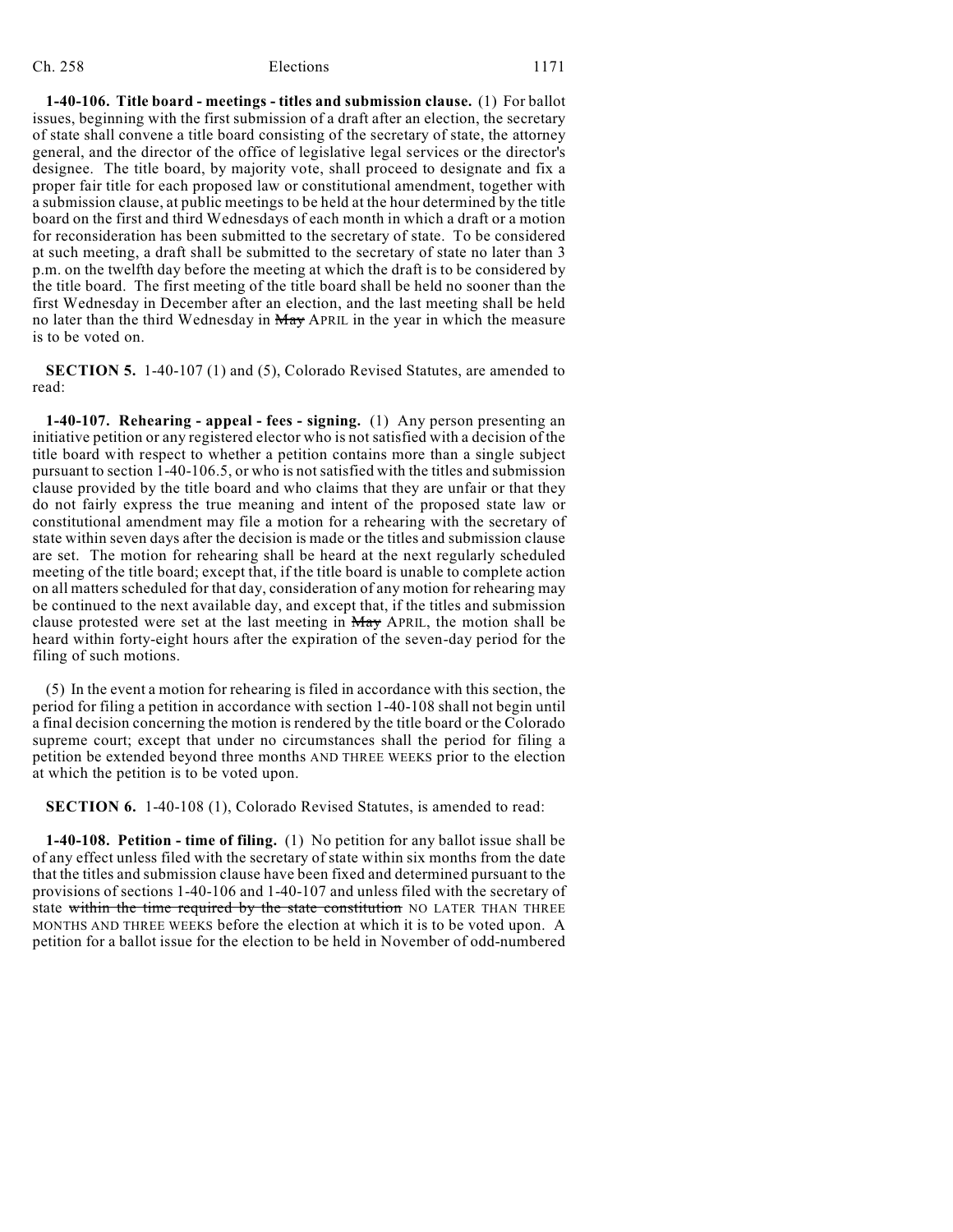**1-40-106. Title board - meetings - titles and submission clause.** (1) For ballot issues, beginning with the first submission of a draft after an election, the secretary of state shall convene a title board consisting of the secretary of state, the attorney general, and the director of the office of legislative legal services or the director's designee. The title board, by majority vote, shall proceed to designate and fix a proper fair title for each proposed law or constitutional amendment, together with a submission clause, at public meetings to be held at the hour determined by the title board on the first and third Wednesdays of each month in which a draft or a motion for reconsideration has been submitted to the secretary of state. To be considered at such meeting, a draft shall be submitted to the secretary of state no later than 3 p.m. on the twelfth day before the meeting at which the draft is to be considered by the title board. The first meeting of the title board shall be held no sooner than the first Wednesday in December after an election, and the last meeting shall be held no later than the third Wednesday in ~~May~~ APRIL in the year in which the measure is to be voted on.

**SECTION 5.** 1-40-107 (1) and (5), Colorado Revised Statutes, are amended to read:

**1-40-107. Rehearing - appeal - fees - signing.** (1) Any person presenting an initiative petition or any registered elector who is not satisfied with a decision of the title board with respect to whether a petition contains more than a single subject pursuant to section 1-40-106.5, or who is not satisfied with the titles and submission clause provided by the title board and who claims that they are unfair or that they do not fairly express the true meaning and intent of the proposed state law or constitutional amendment may file a motion for a rehearing with the secretary of state within seven days after the decision is made or the titles and submission clause are set. The motion for rehearing shall be heard at the next regularly scheduled meeting of the title board; except that, if the title board is unable to complete action on all matters scheduled for that day, consideration of any motion for rehearing may be continued to the next available day, and except that, if the titles and submission clause protested were set at the last meeting in ~~May~~ APRIL, the motion shall be heard within forty-eight hours after the expiration of the seven-day period for the filing of such motions.

(5) In the event a motion for rehearing is filed in accordance with this section, the period for filing a petition in accordance with section 1-40-108 shall not begin until a final decision concerning the motion is rendered by the title board or the Colorado supreme court; except that under no circumstances shall the period for filing a petition be extended beyond three months AND THREE WEEKS prior to the election at which the petition is to be voted upon.

**SECTION 6.** 1-40-108 (1), Colorado Revised Statutes, is amended to read:

**1-40-108. Petition - time of filing.** (1) No petition for any ballot issue shall be of any effect unless filed with the secretary of state within six months from the date that the titles and submission clause have been fixed and determined pursuant to the provisions of sections 1-40-106 and 1-40-107 and unless filed with the secretary of state ~~within the time required by the state constitution~~ NO LATER THAN THREE MONTHS AND THREE WEEKS before the election at which it is to be voted upon. A petition for a ballot issue for the election to be held in November of odd-numbered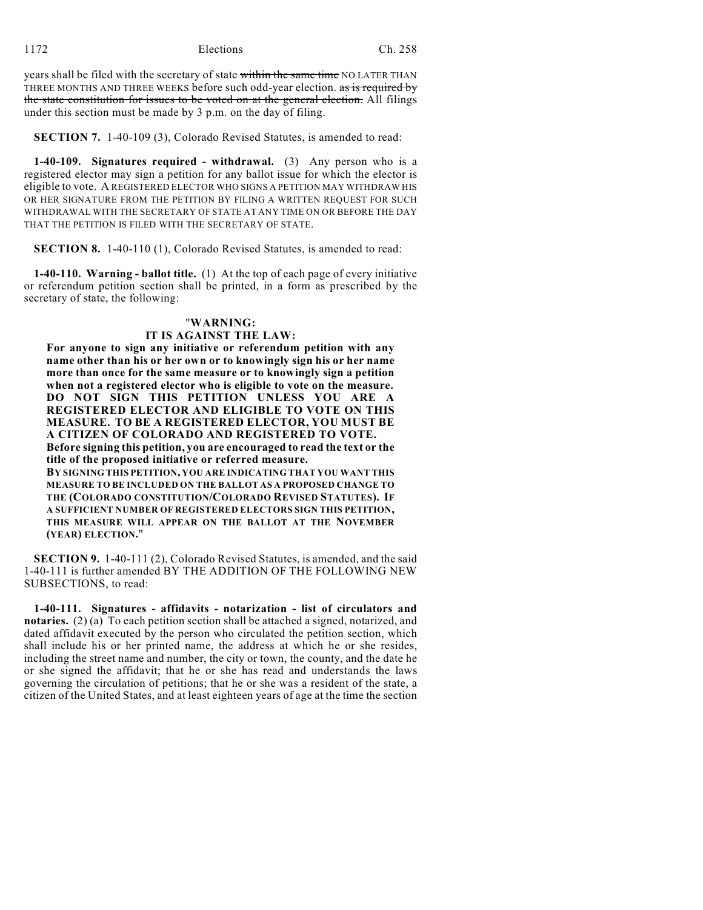years shall be filed with the secretary of state ~~within the same time~~ NO LATER THAN THREE MONTHS AND THREE WEEKS before such odd-year election. ~~as is required by the state constitution for issues to be voted on at the general election.~~ All filings under this section must be made by 3 p.m. on the day of filing.

**SECTION 7.** 1-40-109 (3), Colorado Revised Statutes, is amended to read:

**1-40-109. Signatures required - withdrawal.** (3) Any person who is a registered elector may sign a petition for any ballot issue for which the elector is eligible to vote. A REGISTERED ELECTOR WHO SIGNS A PETITION MAY WITHDRAW HIS OR HER SIGNATURE FROM THE PETITION BY FILING A WRITTEN REQUEST FOR SUCH WITHDRAWAL WITH THE SECRETARY OF STATE AT ANY TIME ON OR BEFORE THE DAY THAT THE PETITION IS FILED WITH THE SECRETARY OF STATE.

**SECTION 8.** 1-40-110 (1), Colorado Revised Statutes, is amended to read:

**1-40-110. Warning - ballot title.** (1) At the top of each page of every initiative or referendum petition section shall be printed, in a form as prescribed by the secretary of state, the following:

"**WARNING:**
**IT IS AGAINST THE LAW:**

**For anyone to sign any initiative or referendum petition with any name other than his or her own or to knowingly sign his or her name more than once for the same measure or to knowingly sign a petition when not a registered elector who is eligible to vote on the measure.**
**DO NOT SIGN THIS PETITION UNLESS YOU ARE A REGISTERED ELECTOR AND ELIGIBLE TO VOTE ON THIS MEASURE. TO BE A REGISTERED ELECTOR, YOU MUST BE A CITIZEN OF COLORADO AND REGISTERED TO VOTE.**
**Before signing this petition, you are encouraged to read the text or the title of the proposed initiative or referred measure.**
**BY SIGNING THIS PETITION, YOU ARE INDICATING THAT YOU WANT THIS MEASURE TO BE INCLUDED ON THE BALLOT AS A PROPOSED CHANGE TO THE (COLORADO CONSTITUTION/COLORADO REVISED STATUTES). IF A SUFFICIENT NUMBER OF REGISTERED ELECTORS SIGN THIS PETITION, THIS MEASURE WILL APPEAR ON THE BALLOT AT THE NOVEMBER (YEAR) ELECTION.**"

**SECTION 9.** 1-40-111 (2), Colorado Revised Statutes, is amended, and the said 1-40-111 is further amended BY THE ADDITION OF THE FOLLOWING NEW SUBSECTIONS, to read:

**1-40-111. Signatures - affidavits - notarization - list of circulators and notaries.** (2) (a) To each petition section shall be attached a signed, notarized, and dated affidavit executed by the person who circulated the petition section, which shall include his or her printed name, the address at which he or she resides, including the street name and number, the city or town, the county, and the date he or she signed the affidavit; that he or she has read and understands the laws governing the circulation of petitions; that he or she was a resident of the state, a citizen of the United States, and at least eighteen years of age at the time the section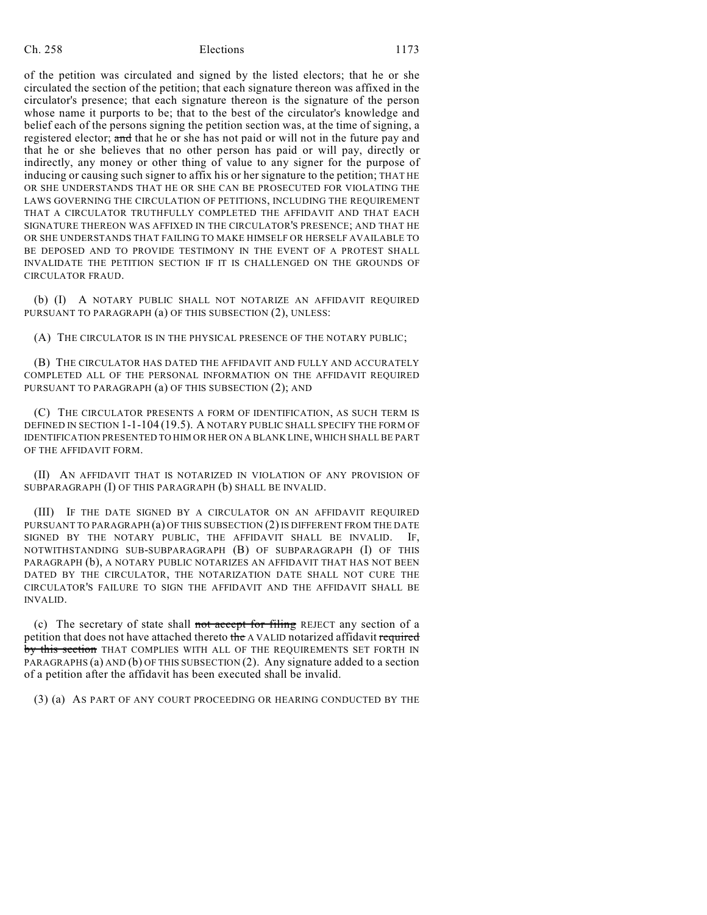of the petition was circulated and signed by the listed electors; that he or she circulated the section of the petition; that each signature thereon was affixed in the circulator's presence; that each signature thereon is the signature of the person whose name it purports to be; that to the best of the circulator's knowledge and belief each of the persons signing the petition section was, at the time of signing, a registered elector; ~~and~~ that he or she has not paid or will not in the future pay and that he or she believes that no other person has paid or will pay, directly or indirectly, any money or other thing of value to any signer for the purpose of inducing or causing such signer to affix his or her signature to the petition; THAT HE OR SHE UNDERSTANDS THAT HE OR SHE CAN BE PROSECUTED FOR VIOLATING THE LAWS GOVERNING THE CIRCULATION OF PETITIONS, INCLUDING THE REQUIREMENT THAT A CIRCULATOR TRUTHFULLY COMPLETED THE AFFIDAVIT AND THAT EACH SIGNATURE THEREON WAS AFFIXED IN THE CIRCULATOR'S PRESENCE; AND THAT HE OR SHE UNDERSTANDS THAT FAILING TO MAKE HIMSELF OR HERSELF AVAILABLE TO BE DEPOSED AND TO PROVIDE TESTIMONY IN THE EVENT OF A PROTEST SHALL INVALIDATE THE PETITION SECTION IF IT IS CHALLENGED ON THE GROUNDS OF CIRCULATOR FRAUD.

(b) (I) A NOTARY PUBLIC SHALL NOT NOTARIZE AN AFFIDAVIT REQUIRED PURSUANT TO PARAGRAPH (a) OF THIS SUBSECTION (2), UNLESS:

(A) THE CIRCULATOR IS IN THE PHYSICAL PRESENCE OF THE NOTARY PUBLIC;

(B) THE CIRCULATOR HAS DATED THE AFFIDAVIT AND FULLY AND ACCURATELY COMPLETED ALL OF THE PERSONAL INFORMATION ON THE AFFIDAVIT REQUIRED PURSUANT TO PARAGRAPH (a) OF THIS SUBSECTION (2); AND

(C) THE CIRCULATOR PRESENTS A FORM OF IDENTIFICATION, AS SUCH TERM IS DEFINED IN SECTION 1-1-104 (19.5). A NOTARY PUBLIC SHALL SPECIFY THE FORM OF IDENTIFICATION PRESENTED TO HIM OR HER ON A BLANK LINE, WHICH SHALL BE PART OF THE AFFIDAVIT FORM.

(II) AN AFFIDAVIT THAT IS NOTARIZED IN VIOLATION OF ANY PROVISION OF SUBPARAGRAPH (I) OF THIS PARAGRAPH (b) SHALL BE INVALID.

(III) IF THE DATE SIGNED BY A CIRCULATOR ON AN AFFIDAVIT REQUIRED PURSUANT TO PARAGRAPH (a) OF THIS SUBSECTION (2) IS DIFFERENT FROM THE DATE SIGNED BY THE NOTARY PUBLIC, THE AFFIDAVIT SHALL BE INVALID. IF, NOTWITHSTANDING SUB-SUBPARAGRAPH (B) OF SUBPARAGRAPH (I) OF THIS PARAGRAPH (b), A NOTARY PUBLIC NOTARIZES AN AFFIDAVIT THAT HAS NOT BEEN DATED BY THE CIRCULATOR, THE NOTARIZATION DATE SHALL NOT CURE THE CIRCULATOR'S FAILURE TO SIGN THE AFFIDAVIT AND THE AFFIDAVIT SHALL BE INVALID.

(c) The secretary of state shall ~~not accept for filing~~ REJECT any section of a petition that does not have attached thereto ~~the~~ A VALID notarized affidavit ~~required by this section~~ THAT COMPLIES WITH ALL OF THE REQUIREMENTS SET FORTH IN PARAGRAPHS (a) AND (b) OF THIS SUBSECTION (2). Any signature added to a section of a petition after the affidavit has been executed shall be invalid.

(3) (a) AS PART OF ANY COURT PROCEEDING OR HEARING CONDUCTED BY THE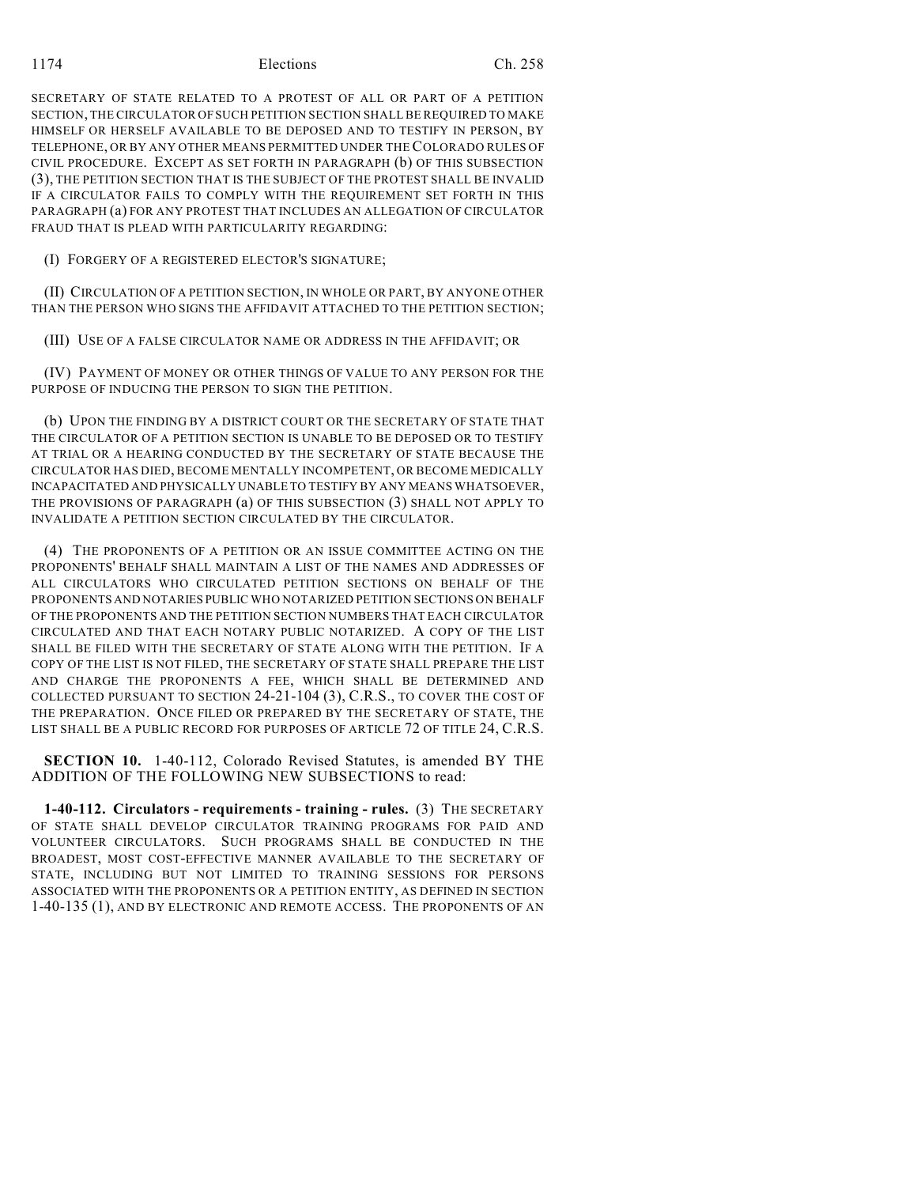SECRETARY OF STATE RELATED TO A PROTEST OF ALL OR PART OF A PETITION SECTION, THE CIRCULATOR OF SUCH PETITION SECTION SHALL BE REQUIRED TO MAKE HIMSELF OR HERSELF AVAILABLE TO BE DEPOSED AND TO TESTIFY IN PERSON, BY TELEPHONE, OR BY ANY OTHER MEANS PERMITTED UNDER THE COLORADO RULES OF CIVIL PROCEDURE. EXCEPT AS SET FORTH IN PARAGRAPH (b) OF THIS SUBSECTION (3), THE PETITION SECTION THAT IS THE SUBJECT OF THE PROTEST SHALL BE INVALID IF A CIRCULATOR FAILS TO COMPLY WITH THE REQUIREMENT SET FORTH IN THIS PARAGRAPH (a) FOR ANY PROTEST THAT INCLUDES AN ALLEGATION OF CIRCULATOR FRAUD THAT IS PLEAD WITH PARTICULARITY REGARDING:

(I) FORGERY OF A REGISTERED ELECTOR'S SIGNATURE;

(II) CIRCULATION OF A PETITION SECTION, IN WHOLE OR PART, BY ANYONE OTHER THAN THE PERSON WHO SIGNS THE AFFIDAVIT ATTACHED TO THE PETITION SECTION;

(III) USE OF A FALSE CIRCULATOR NAME OR ADDRESS IN THE AFFIDAVIT; OR

(IV) PAYMENT OF MONEY OR OTHER THINGS OF VALUE TO ANY PERSON FOR THE PURPOSE OF INDUCING THE PERSON TO SIGN THE PETITION.

(b) UPON THE FINDING BY A DISTRICT COURT OR THE SECRETARY OF STATE THAT THE CIRCULATOR OF A PETITION SECTION IS UNABLE TO BE DEPOSED OR TO TESTIFY AT TRIAL OR A HEARING CONDUCTED BY THE SECRETARY OF STATE BECAUSE THE CIRCULATOR HAS DIED, BECOME MENTALLY INCOMPETENT, OR BECOME MEDICALLY INCAPACITATED AND PHYSICALLY UNABLE TO TESTIFY BY ANY MEANS WHATSOEVER, THE PROVISIONS OF PARAGRAPH (a) OF THIS SUBSECTION (3) SHALL NOT APPLY TO INVALIDATE A PETITION SECTION CIRCULATED BY THE CIRCULATOR.

(4) THE PROPONENTS OF A PETITION OR AN ISSUE COMMITTEE ACTING ON THE PROPONENTS' BEHALF SHALL MAINTAIN A LIST OF THE NAMES AND ADDRESSES OF ALL CIRCULATORS WHO CIRCULATED PETITION SECTIONS ON BEHALF OF THE PROPONENTS AND NOTARIES PUBLIC WHO NOTARIZED PETITION SECTIONS ON BEHALF OF THE PROPONENTS AND THE PETITION SECTION NUMBERS THAT EACH CIRCULATOR CIRCULATED AND THAT EACH NOTARY PUBLIC NOTARIZED. A COPY OF THE LIST SHALL BE FILED WITH THE SECRETARY OF STATE ALONG WITH THE PETITION. IF A COPY OF THE LIST IS NOT FILED, THE SECRETARY OF STATE SHALL PREPARE THE LIST AND CHARGE THE PROPONENTS A FEE, WHICH SHALL BE DETERMINED AND COLLECTED PURSUANT TO SECTION 24-21-104 (3), C.R.S., TO COVER THE COST OF THE PREPARATION. ONCE FILED OR PREPARED BY THE SECRETARY OF STATE, THE LIST SHALL BE A PUBLIC RECORD FOR PURPOSES OF ARTICLE 72 OF TITLE 24, C.R.S.

**SECTION 10.** 1-40-112, Colorado Revised Statutes, is amended BY THE ADDITION OF THE FOLLOWING NEW SUBSECTIONS to read:

**1-40-112. Circulators - requirements - training - rules.** (3) THE SECRETARY OF STATE SHALL DEVELOP CIRCULATOR TRAINING PROGRAMS FOR PAID AND VOLUNTEER CIRCULATORS. SUCH PROGRAMS SHALL BE CONDUCTED IN THE BROADEST, MOST COST-EFFECTIVE MANNER AVAILABLE TO THE SECRETARY OF STATE, INCLUDING BUT NOT LIMITED TO TRAINING SESSIONS FOR PERSONS ASSOCIATED WITH THE PROPONENTS OR A PETITION ENTITY, AS DEFINED IN SECTION 1-40-135 (1), AND BY ELECTRONIC AND REMOTE ACCESS. THE PROPONENTS OF AN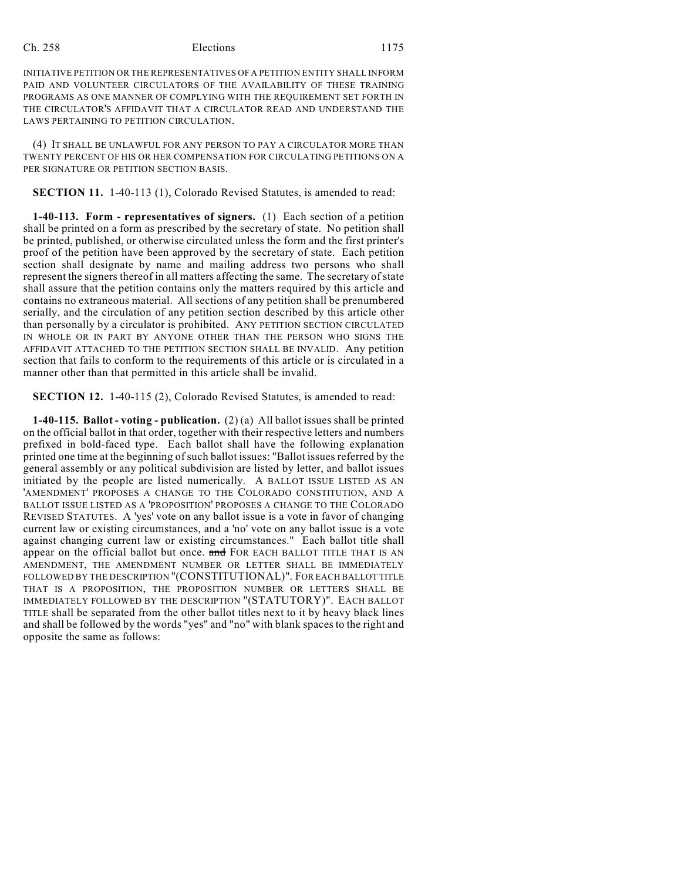INITIATIVE PETITION OR THE REPRESENTATIVES OF A PETITION ENTITY SHALL INFORM PAID AND VOLUNTEER CIRCULATORS OF THE AVAILABILITY OF THESE TRAINING PROGRAMS AS ONE MANNER OF COMPLYING WITH THE REQUIREMENT SET FORTH IN THE CIRCULATOR'S AFFIDAVIT THAT A CIRCULATOR READ AND UNDERSTAND THE LAWS PERTAINING TO PETITION CIRCULATION.

(4) IT SHALL BE UNLAWFUL FOR ANY PERSON TO PAY A CIRCULATOR MORE THAN TWENTY PERCENT OF HIS OR HER COMPENSATION FOR CIRCULATING PETITIONS ON A PER SIGNATURE OR PETITION SECTION BASIS.

**SECTION 11.** 1-40-113 (1), Colorado Revised Statutes, is amended to read:

**1-40-113. Form - representatives of signers.** (1) Each section of a petition shall be printed on a form as prescribed by the secretary of state. No petition shall be printed, published, or otherwise circulated unless the form and the first printer's proof of the petition have been approved by the secretary of state. Each petition section shall designate by name and mailing address two persons who shall represent the signers thereof in all matters affecting the same. The secretary of state shall assure that the petition contains only the matters required by this article and contains no extraneous material. All sections of any petition shall be prenumbered serially, and the circulation of any petition section described by this article other than personally by a circulator is prohibited. ANY PETITION SECTION CIRCULATED IN WHOLE OR IN PART BY ANYONE OTHER THAN THE PERSON WHO SIGNS THE AFFIDAVIT ATTACHED TO THE PETITION SECTION SHALL BE INVALID. Any petition section that fails to conform to the requirements of this article or is circulated in a manner other than that permitted in this article shall be invalid.

**SECTION 12.** 1-40-115 (2), Colorado Revised Statutes, is amended to read:

**1-40-115. Ballot - voting - publication.** (2) (a) All ballot issues shall be printed on the official ballot in that order, together with their respective letters and numbers prefixed in bold-faced type. Each ballot shall have the following explanation printed one time at the beginning of such ballot issues: "Ballot issues referred by the general assembly or any political subdivision are listed by letter, and ballot issues initiated by the people are listed numerically. A BALLOT ISSUE LISTED AS AN 'AMENDMENT' PROPOSES A CHANGE TO THE COLORADO CONSTITUTION, AND A BALLOT ISSUE LISTED AS A 'PROPOSITION' PROPOSES A CHANGE TO THE COLORADO REVISED STATUTES. A 'yes' vote on any ballot issue is a vote in favor of changing current law or existing circumstances, and a 'no' vote on any ballot issue is a vote against changing current law or existing circumstances." Each ballot title shall appear on the official ballot but once. ~~and~~ FOR EACH BALLOT TITLE THAT IS AN AMENDMENT, THE AMENDMENT NUMBER OR LETTER SHALL BE IMMEDIATELY FOLLOWED BY THE DESCRIPTION "(CONSTITUTIONAL)". FOR EACH BALLOT TITLE THAT IS A PROPOSITION, THE PROPOSITION NUMBER OR LETTERS SHALL BE IMMEDIATELY FOLLOWED BY THE DESCRIPTION "(STATUTORY)". EACH BALLOT TITLE shall be separated from the other ballot titles next to it by heavy black lines and shall be followed by the words "yes" and "no" with blank spaces to the right and opposite the same as follows: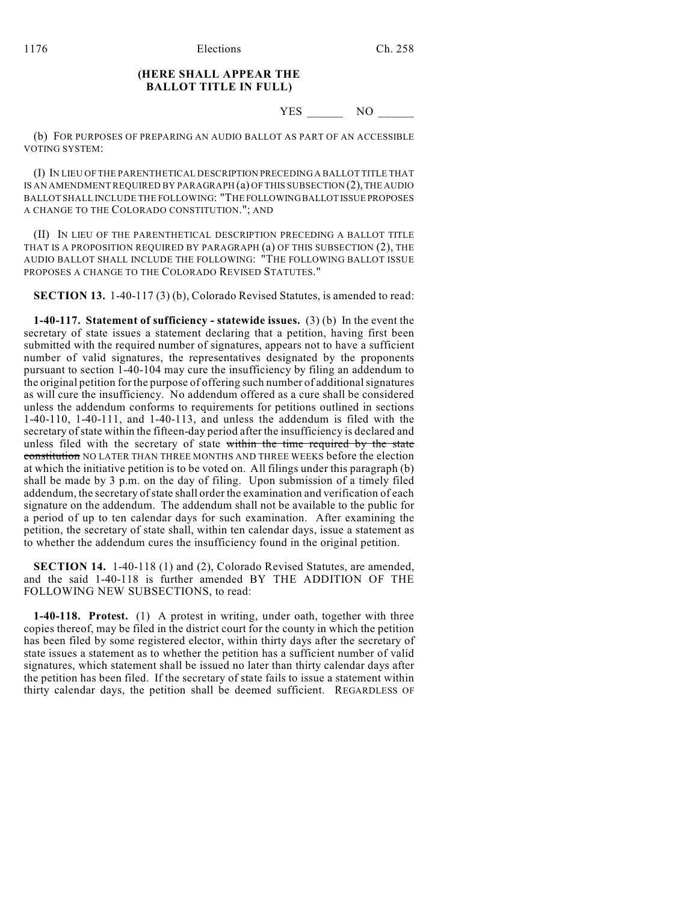**(HERE SHALL APPEAR THE BALLOT TITLE IN FULL)**

YES ______ NO ______

(b) FOR PURPOSES OF PREPARING AN AUDIO BALLOT AS PART OF AN ACCESSIBLE VOTING SYSTEM:

(I) IN LIEU OF THE PARENTHETICAL DESCRIPTION PRECEDING A BALLOT TITLE THAT IS AN AMENDMENT REQUIRED BY PARAGRAPH (a) OF THIS SUBSECTION (2), THE AUDIO BALLOT SHALL INCLUDE THE FOLLOWING: "THE FOLLOWING BALLOT ISSUE PROPOSES A CHANGE TO THE COLORADO CONSTITUTION."; AND

(II) IN LIEU OF THE PARENTHETICAL DESCRIPTION PRECEDING A BALLOT TITLE THAT IS A PROPOSITION REQUIRED BY PARAGRAPH (a) OF THIS SUBSECTION (2), THE AUDIO BALLOT SHALL INCLUDE THE FOLLOWING: "THE FOLLOWING BALLOT ISSUE PROPOSES A CHANGE TO THE COLORADO REVISED STATUTES."

**SECTION 13.** 1-40-117 (3) (b), Colorado Revised Statutes, is amended to read:

**1-40-117. Statement of sufficiency - statewide issues.** (3) (b) In the event the secretary of state issues a statement declaring that a petition, having first been submitted with the required number of signatures, appears not to have a sufficient number of valid signatures, the representatives designated by the proponents pursuant to section 1-40-104 may cure the insufficiency by filing an addendum to the original petition for the purpose of offering such number of additional signatures as will cure the insufficiency. No addendum offered as a cure shall be considered unless the addendum conforms to requirements for petitions outlined in sections 1-40-110, 1-40-111, and 1-40-113, and unless the addendum is filed with the secretary of state within the fifteen-day period after the insufficiency is declared and unless filed with the secretary of state ~~within the time required by the state constitution~~ NO LATER THAN THREE MONTHS AND THREE WEEKS before the election at which the initiative petition is to be voted on. All filings under this paragraph (b) shall be made by 3 p.m. on the day of filing. Upon submission of a timely filed addendum, the secretary of state shall order the examination and verification of each signature on the addendum. The addendum shall not be available to the public for a period of up to ten calendar days for such examination. After examining the petition, the secretary of state shall, within ten calendar days, issue a statement as to whether the addendum cures the insufficiency found in the original petition.

**SECTION 14.** 1-40-118 (1) and (2), Colorado Revised Statutes, are amended, and the said 1-40-118 is further amended BY THE ADDITION OF THE FOLLOWING NEW SUBSECTIONS, to read:

**1-40-118. Protest.** (1) A protest in writing, under oath, together with three copies thereof, may be filed in the district court for the county in which the petition has been filed by some registered elector, within thirty days after the secretary of state issues a statement as to whether the petition has a sufficient number of valid signatures, which statement shall be issued no later than thirty calendar days after the petition has been filed. If the secretary of state fails to issue a statement within thirty calendar days, the petition shall be deemed sufficient. REGARDLESS OF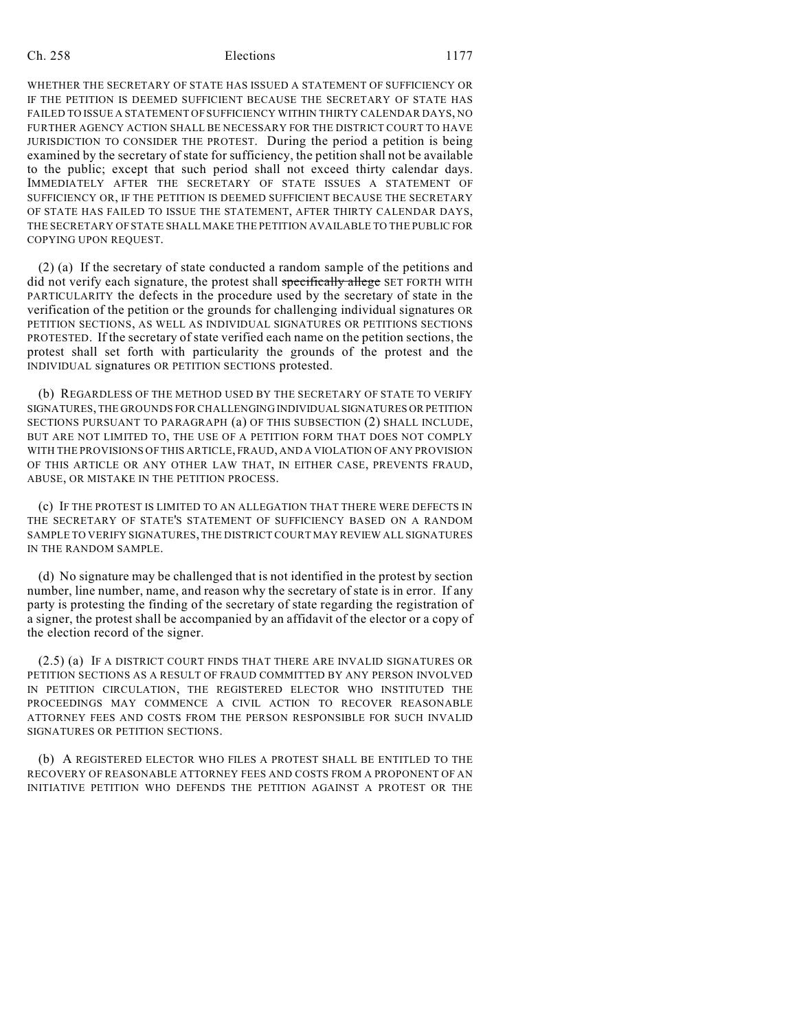WHETHER THE SECRETARY OF STATE HAS ISSUED A STATEMENT OF SUFFICIENCY OR IF THE PETITION IS DEEMED SUFFICIENT BECAUSE THE SECRETARY OF STATE HAS FAILED TO ISSUE A STATEMENT OF SUFFICIENCY WITHIN THIRTY CALENDAR DAYS, NO FURTHER AGENCY ACTION SHALL BE NECESSARY FOR THE DISTRICT COURT TO HAVE JURISDICTION TO CONSIDER THE PROTEST. During the period a petition is being examined by the secretary of state for sufficiency, the petition shall not be available to the public; except that such period shall not exceed thirty calendar days. IMMEDIATELY AFTER THE SECRETARY OF STATE ISSUES A STATEMENT OF SUFFICIENCY OR, IF THE PETITION IS DEEMED SUFFICIENT BECAUSE THE SECRETARY OF STATE HAS FAILED TO ISSUE THE STATEMENT, AFTER THIRTY CALENDAR DAYS, THE SECRETARY OF STATE SHALL MAKE THE PETITION AVAILABLE TO THE PUBLIC FOR COPYING UPON REQUEST.

(2) (a) If the secretary of state conducted a random sample of the petitions and did not verify each signature, the protest shall ~~specifically allege~~ SET FORTH WITH PARTICULARITY the defects in the procedure used by the secretary of state in the verification of the petition or the grounds for challenging individual signatures OR PETITION SECTIONS, AS WELL AS INDIVIDUAL SIGNATURES OR PETITIONS SECTIONS PROTESTED. If the secretary of state verified each name on the petition sections, the protest shall set forth with particularity the grounds of the protest and the INDIVIDUAL signatures OR PETITION SECTIONS protested.

(b) REGARDLESS OF THE METHOD USED BY THE SECRETARY OF STATE TO VERIFY SIGNATURES, THE GROUNDS FOR CHALLENGING INDIVIDUAL SIGNATURES OR PETITION SECTIONS PURSUANT TO PARAGRAPH (a) OF THIS SUBSECTION (2) SHALL INCLUDE, BUT ARE NOT LIMITED TO, THE USE OF A PETITION FORM THAT DOES NOT COMPLY WITH THE PROVISIONS OF THIS ARTICLE, FRAUD, AND A VIOLATION OF ANY PROVISION OF THIS ARTICLE OR ANY OTHER LAW THAT, IN EITHER CASE, PREVENTS FRAUD, ABUSE, OR MISTAKE IN THE PETITION PROCESS.

(c) IF THE PROTEST IS LIMITED TO AN ALLEGATION THAT THERE WERE DEFECTS IN THE SECRETARY OF STATE'S STATEMENT OF SUFFICIENCY BASED ON A RANDOM SAMPLE TO VERIFY SIGNATURES, THE DISTRICT COURT MAY REVIEW ALL SIGNATURES IN THE RANDOM SAMPLE.

(d) No signature may be challenged that is not identified in the protest by section number, line number, name, and reason why the secretary of state is in error. If any party is protesting the finding of the secretary of state regarding the registration of a signer, the protest shall be accompanied by an affidavit of the elector or a copy of the election record of the signer.

(2.5) (a) IF A DISTRICT COURT FINDS THAT THERE ARE INVALID SIGNATURES OR PETITION SECTIONS AS A RESULT OF FRAUD COMMITTED BY ANY PERSON INVOLVED IN PETITION CIRCULATION, THE REGISTERED ELECTOR WHO INSTITUTED THE PROCEEDINGS MAY COMMENCE A CIVIL ACTION TO RECOVER REASONABLE ATTORNEY FEES AND COSTS FROM THE PERSON RESPONSIBLE FOR SUCH INVALID SIGNATURES OR PETITION SECTIONS.

(b) A REGISTERED ELECTOR WHO FILES A PROTEST SHALL BE ENTITLED TO THE RECOVERY OF REASONABLE ATTORNEY FEES AND COSTS FROM A PROPONENT OF AN INITIATIVE PETITION WHO DEFENDS THE PETITION AGAINST A PROTEST OR THE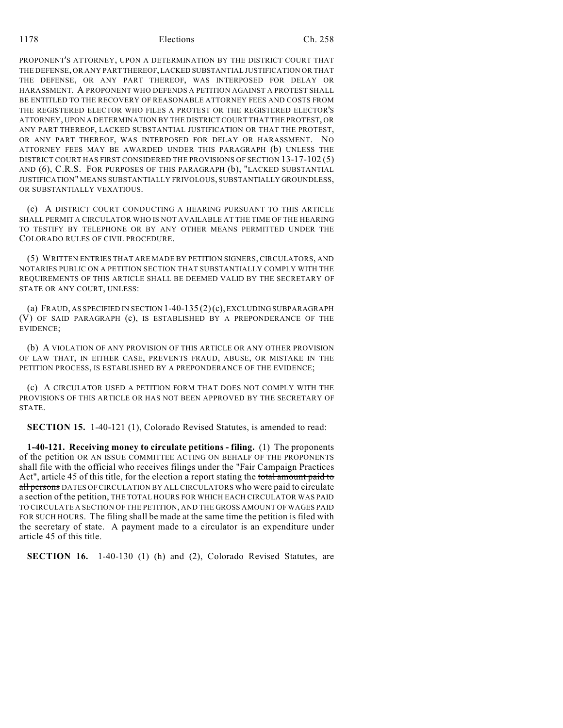PROPONENT'S ATTORNEY, UPON A DETERMINATION BY THE DISTRICT COURT THAT THE DEFENSE, OR ANY PART THEREOF, LACKED SUBSTANTIAL JUSTIFICATION OR THAT THE DEFENSE, OR ANY PART THEREOF, WAS INTERPOSED FOR DELAY OR HARASSMENT. A PROPONENT WHO DEFENDS A PETITION AGAINST A PROTEST SHALL BE ENTITLED TO THE RECOVERY OF REASONABLE ATTORNEY FEES AND COSTS FROM THE REGISTERED ELECTOR WHO FILES A PROTEST OR THE REGISTERED ELECTOR'S ATTORNEY, UPON A DETERMINATION BY THE DISTRICT COURT THAT THE PROTEST, OR ANY PART THEREOF, LACKED SUBSTANTIAL JUSTIFICATION OR THAT THE PROTEST, OR ANY PART THEREOF, WAS INTERPOSED FOR DELAY OR HARASSMENT. NO ATTORNEY FEES MAY BE AWARDED UNDER THIS PARAGRAPH (b) UNLESS THE DISTRICT COURT HAS FIRST CONSIDERED THE PROVISIONS OF SECTION 13-17-102 (5) AND (6), C.R.S. FOR PURPOSES OF THIS PARAGRAPH (b), "LACKED SUBSTANTIAL JUSTIFICATION" MEANS SUBSTANTIALLY FRIVOLOUS, SUBSTANTIALLY GROUNDLESS, OR SUBSTANTIALLY VEXATIOUS.

(c) A DISTRICT COURT CONDUCTING A HEARING PURSUANT TO THIS ARTICLE SHALL PERMIT A CIRCULATOR WHO IS NOT AVAILABLE AT THE TIME OF THE HEARING TO TESTIFY BY TELEPHONE OR BY ANY OTHER MEANS PERMITTED UNDER THE COLORADO RULES OF CIVIL PROCEDURE.

(5) WRITTEN ENTRIES THAT ARE MADE BY PETITION SIGNERS, CIRCULATORS, AND NOTARIES PUBLIC ON A PETITION SECTION THAT SUBSTANTIALLY COMPLY WITH THE REQUIREMENTS OF THIS ARTICLE SHALL BE DEEMED VALID BY THE SECRETARY OF STATE OR ANY COURT, UNLESS:

(a) FRAUD, AS SPECIFIED IN SECTION 1-40-135 (2) (c), EXCLUDING SUBPARAGRAPH (V) OF SAID PARAGRAPH (c), IS ESTABLISHED BY A PREPONDERANCE OF THE EVIDENCE;

(b) A VIOLATION OF ANY PROVISION OF THIS ARTICLE OR ANY OTHER PROVISION OF LAW THAT, IN EITHER CASE, PREVENTS FRAUD, ABUSE, OR MISTAKE IN THE PETITION PROCESS, IS ESTABLISHED BY A PREPONDERANCE OF THE EVIDENCE;

(c) A CIRCULATOR USED A PETITION FORM THAT DOES NOT COMPLY WITH THE PROVISIONS OF THIS ARTICLE OR HAS NOT BEEN APPROVED BY THE SECRETARY OF STATE.

**SECTION 15.** 1-40-121 (1), Colorado Revised Statutes, is amended to read:

**1-40-121. Receiving money to circulate petitions - filing.** (1) The proponents of the petition OR AN ISSUE COMMITTEE ACTING ON BEHALF OF THE PROPONENTS shall file with the official who receives filings under the "Fair Campaign Practices Act", article 45 of this title, for the election a report stating the ~~total amount paid to all persons~~ DATES OF CIRCULATION BY ALL CIRCULATORS who were paid to circulate a section of the petition, THE TOTAL HOURS FOR WHICH EACH CIRCULATOR WAS PAID TO CIRCULATE A SECTION OF THE PETITION, AND THE GROSS AMOUNT OF WAGES PAID FOR SUCH HOURS. The filing shall be made at the same time the petition is filed with the secretary of state. A payment made to a circulator is an expenditure under article 45 of this title.

**SECTION 16.** 1-40-130 (1) (h) and (2), Colorado Revised Statutes, are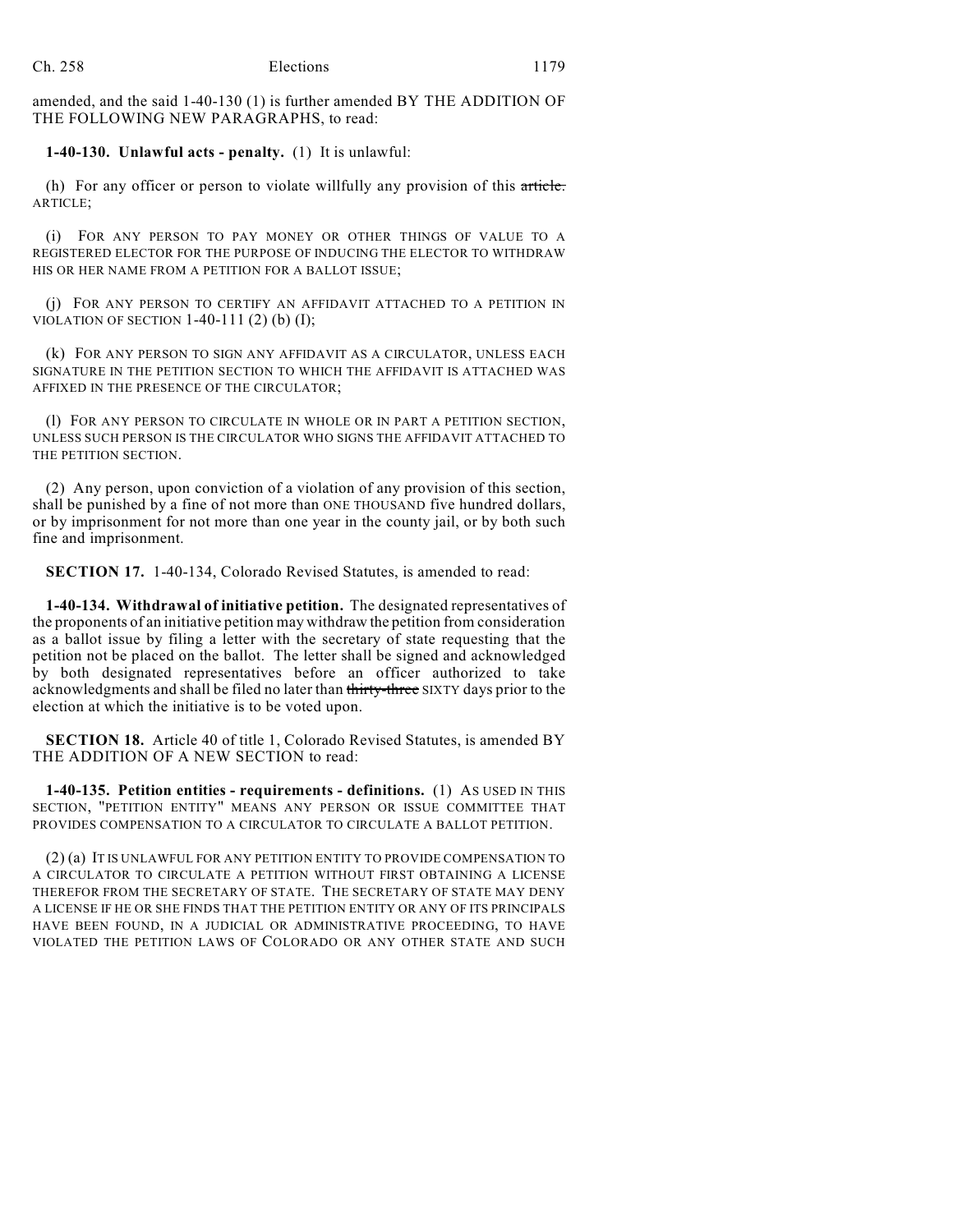amended, and the said 1-40-130 (1) is further amended BY THE ADDITION OF THE FOLLOWING NEW PARAGRAPHS, to read:

**1-40-130. Unlawful acts - penalty.** (1) It is unlawful:

(h) For any officer or person to violate willfully any provision of this ~~article.~~ ARTICLE;

(i) FOR ANY PERSON TO PAY MONEY OR OTHER THINGS OF VALUE TO A REGISTERED ELECTOR FOR THE PURPOSE OF INDUCING THE ELECTOR TO WITHDRAW HIS OR HER NAME FROM A PETITION FOR A BALLOT ISSUE;

(j) FOR ANY PERSON TO CERTIFY AN AFFIDAVIT ATTACHED TO A PETITION IN VIOLATION OF SECTION 1-40-111 (2) (b) (I);

(k) FOR ANY PERSON TO SIGN ANY AFFIDAVIT AS A CIRCULATOR, UNLESS EACH SIGNATURE IN THE PETITION SECTION TO WHICH THE AFFIDAVIT IS ATTACHED WAS AFFIXED IN THE PRESENCE OF THE CIRCULATOR;

(l) FOR ANY PERSON TO CIRCULATE IN WHOLE OR IN PART A PETITION SECTION, UNLESS SUCH PERSON IS THE CIRCULATOR WHO SIGNS THE AFFIDAVIT ATTACHED TO THE PETITION SECTION.

(2) Any person, upon conviction of a violation of any provision of this section, shall be punished by a fine of not more than ONE THOUSAND five hundred dollars, or by imprisonment for not more than one year in the county jail, or by both such fine and imprisonment.

**SECTION 17.** 1-40-134, Colorado Revised Statutes, is amended to read:

**1-40-134. Withdrawal of initiative petition.** The designated representatives of the proponents of an initiative petition may withdraw the petition from consideration as a ballot issue by filing a letter with the secretary of state requesting that the petition not be placed on the ballot. The letter shall be signed and acknowledged by both designated representatives before an officer authorized to take acknowledgments and shall be filed no later than ~~thirty-three~~ SIXTY days prior to the election at which the initiative is to be voted upon.

**SECTION 18.** Article 40 of title 1, Colorado Revised Statutes, is amended BY THE ADDITION OF A NEW SECTION to read:

**1-40-135. Petition entities - requirements - definitions.** (1) AS USED IN THIS SECTION, "PETITION ENTITY" MEANS ANY PERSON OR ISSUE COMMITTEE THAT PROVIDES COMPENSATION TO A CIRCULATOR TO CIRCULATE A BALLOT PETITION.

(2) (a) IT IS UNLAWFUL FOR ANY PETITION ENTITY TO PROVIDE COMPENSATION TO A CIRCULATOR TO CIRCULATE A PETITION WITHOUT FIRST OBTAINING A LICENSE THEREFOR FROM THE SECRETARY OF STATE. THE SECRETARY OF STATE MAY DENY A LICENSE IF HE OR SHE FINDS THAT THE PETITION ENTITY OR ANY OF ITS PRINCIPALS HAVE BEEN FOUND, IN A JUDICIAL OR ADMINISTRATIVE PROCEEDING, TO HAVE VIOLATED THE PETITION LAWS OF COLORADO OR ANY OTHER STATE AND SUCH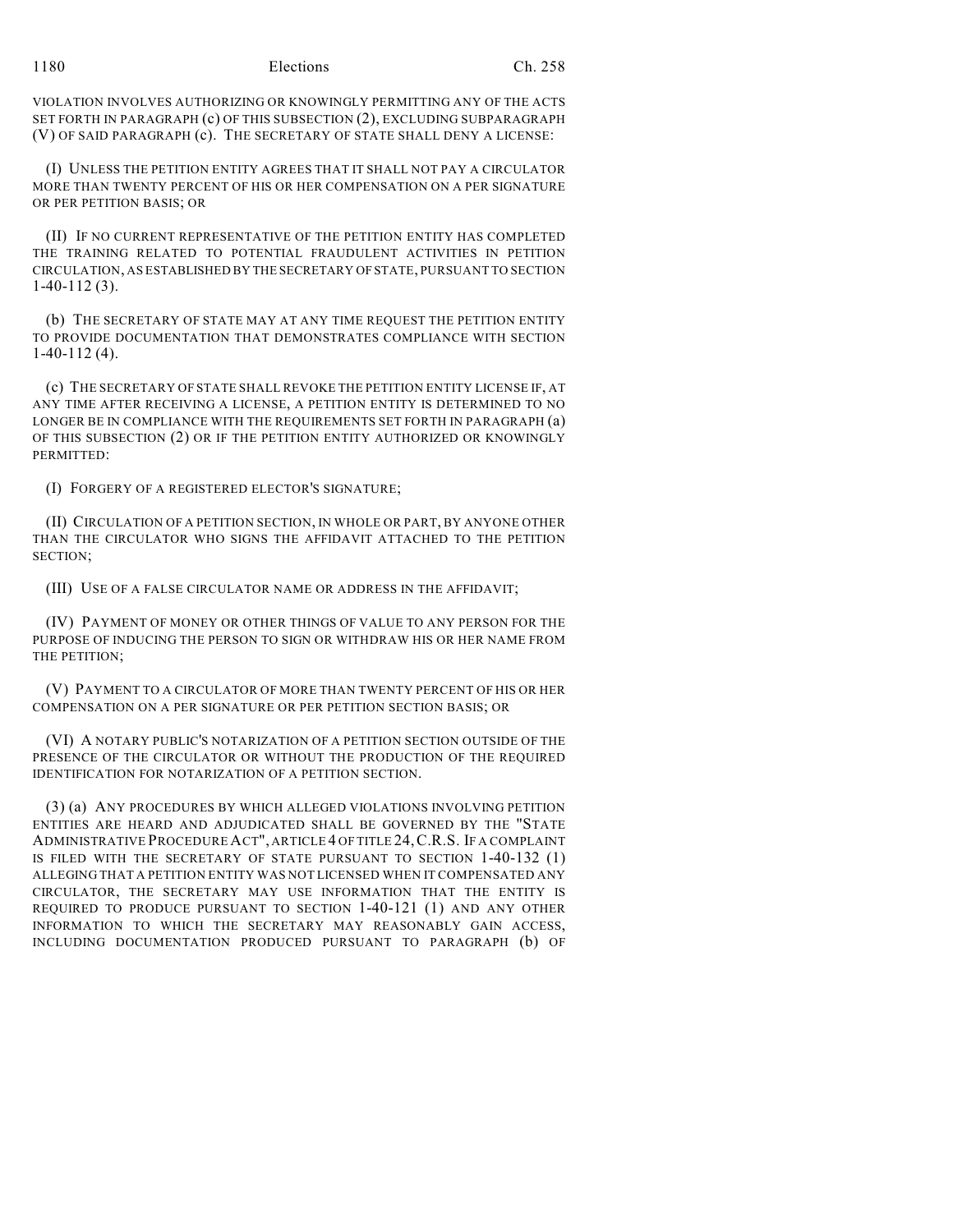VIOLATION INVOLVES AUTHORIZING OR KNOWINGLY PERMITTING ANY OF THE ACTS SET FORTH IN PARAGRAPH (c) OF THIS SUBSECTION (2), EXCLUDING SUBPARAGRAPH (V) OF SAID PARAGRAPH (c). THE SECRETARY OF STATE SHALL DENY A LICENSE:

(I) UNLESS THE PETITION ENTITY AGREES THAT IT SHALL NOT PAY A CIRCULATOR MORE THAN TWENTY PERCENT OF HIS OR HER COMPENSATION ON A PER SIGNATURE OR PER PETITION BASIS; OR

(II) IF NO CURRENT REPRESENTATIVE OF THE PETITION ENTITY HAS COMPLETED THE TRAINING RELATED TO POTENTIAL FRAUDULENT ACTIVITIES IN PETITION CIRCULATION, AS ESTABLISHED BY THE SECRETARY OF STATE, PURSUANT TO SECTION 1-40-112 (3).

(b) THE SECRETARY OF STATE MAY AT ANY TIME REQUEST THE PETITION ENTITY TO PROVIDE DOCUMENTATION THAT DEMONSTRATES COMPLIANCE WITH SECTION 1-40-112 (4).

(c) THE SECRETARY OF STATE SHALL REVOKE THE PETITION ENTITY LICENSE IF, AT ANY TIME AFTER RECEIVING A LICENSE, A PETITION ENTITY IS DETERMINED TO NO LONGER BE IN COMPLIANCE WITH THE REQUIREMENTS SET FORTH IN PARAGRAPH (a) OF THIS SUBSECTION (2) OR IF THE PETITION ENTITY AUTHORIZED OR KNOWINGLY PERMITTED:

(I) FORGERY OF A REGISTERED ELECTOR'S SIGNATURE;

(II) CIRCULATION OF A PETITION SECTION, IN WHOLE OR PART, BY ANYONE OTHER THAN THE CIRCULATOR WHO SIGNS THE AFFIDAVIT ATTACHED TO THE PETITION SECTION;

(III) USE OF A FALSE CIRCULATOR NAME OR ADDRESS IN THE AFFIDAVIT;

(IV) PAYMENT OF MONEY OR OTHER THINGS OF VALUE TO ANY PERSON FOR THE PURPOSE OF INDUCING THE PERSON TO SIGN OR WITHDRAW HIS OR HER NAME FROM THE PETITION;

(V) PAYMENT TO A CIRCULATOR OF MORE THAN TWENTY PERCENT OF HIS OR HER COMPENSATION ON A PER SIGNATURE OR PER PETITION SECTION BASIS; OR

(VI) A NOTARY PUBLIC'S NOTARIZATION OF A PETITION SECTION OUTSIDE OF THE PRESENCE OF THE CIRCULATOR OR WITHOUT THE PRODUCTION OF THE REQUIRED IDENTIFICATION FOR NOTARIZATION OF A PETITION SECTION.

(3) (a) ANY PROCEDURES BY WHICH ALLEGED VIOLATIONS INVOLVING PETITION ENTITIES ARE HEARD AND ADJUDICATED SHALL BE GOVERNED BY THE "STATE ADMINISTRATIVE PROCEDURE ACT", ARTICLE 4 OF TITLE 24, C.R.S. IF A COMPLAINT IS FILED WITH THE SECRETARY OF STATE PURSUANT TO SECTION 1-40-132 (1) ALLEGING THAT A PETITION ENTITY WAS NOT LICENSED WHEN IT COMPENSATED ANY CIRCULATOR, THE SECRETARY MAY USE INFORMATION THAT THE ENTITY IS REQUIRED TO PRODUCE PURSUANT TO SECTION 1-40-121 (1) AND ANY OTHER INFORMATION TO WHICH THE SECRETARY MAY REASONABLY GAIN ACCESS, INCLUDING DOCUMENTATION PRODUCED PURSUANT TO PARAGRAPH (b) OF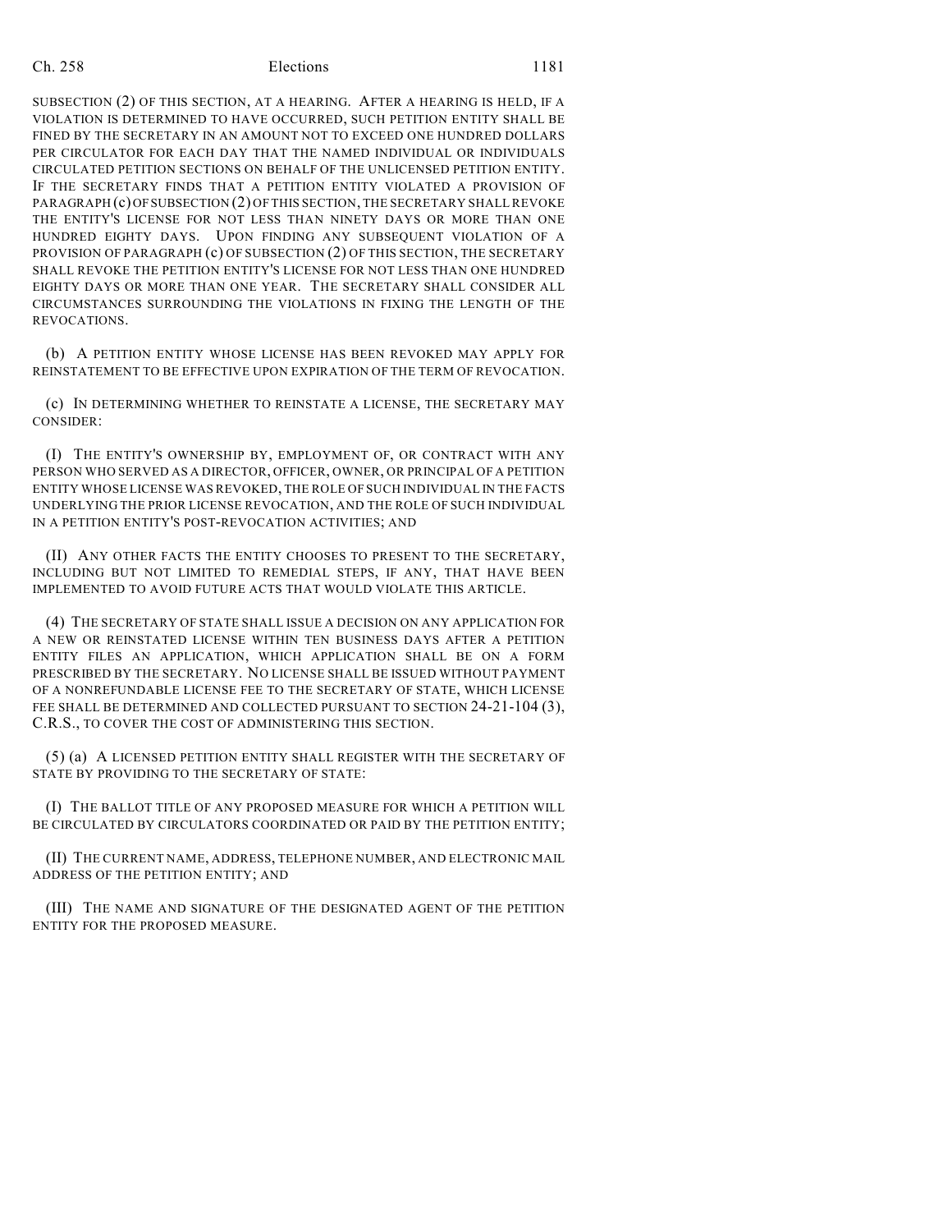SUBSECTION (2) OF THIS SECTION, AT A HEARING. AFTER A HEARING IS HELD, IF A VIOLATION IS DETERMINED TO HAVE OCCURRED, SUCH PETITION ENTITY SHALL BE FINED BY THE SECRETARY IN AN AMOUNT NOT TO EXCEED ONE HUNDRED DOLLARS PER CIRCULATOR FOR EACH DAY THAT THE NAMED INDIVIDUAL OR INDIVIDUALS CIRCULATED PETITION SECTIONS ON BEHALF OF THE UNLICENSED PETITION ENTITY. IF THE SECRETARY FINDS THAT A PETITION ENTITY VIOLATED A PROVISION OF PARAGRAPH (c) OF SUBSECTION (2) OF THIS SECTION, THE SECRETARY SHALL REVOKE THE ENTITY'S LICENSE FOR NOT LESS THAN NINETY DAYS OR MORE THAN ONE HUNDRED EIGHTY DAYS. UPON FINDING ANY SUBSEQUENT VIOLATION OF A PROVISION OF PARAGRAPH (c) OF SUBSECTION (2) OF THIS SECTION, THE SECRETARY SHALL REVOKE THE PETITION ENTITY'S LICENSE FOR NOT LESS THAN ONE HUNDRED EIGHTY DAYS OR MORE THAN ONE YEAR. THE SECRETARY SHALL CONSIDER ALL CIRCUMSTANCES SURROUNDING THE VIOLATIONS IN FIXING THE LENGTH OF THE REVOCATIONS.

(b) A PETITION ENTITY WHOSE LICENSE HAS BEEN REVOKED MAY APPLY FOR REINSTATEMENT TO BE EFFECTIVE UPON EXPIRATION OF THE TERM OF REVOCATION.

(c) IN DETERMINING WHETHER TO REINSTATE A LICENSE, THE SECRETARY MAY CONSIDER:

(I) THE ENTITY'S OWNERSHIP BY, EMPLOYMENT OF, OR CONTRACT WITH ANY PERSON WHO SERVED AS A DIRECTOR, OFFICER, OWNER, OR PRINCIPAL OF A PETITION ENTITY WHOSE LICENSE WAS REVOKED, THE ROLE OF SUCH INDIVIDUAL IN THE FACTS UNDERLYING THE PRIOR LICENSE REVOCATION, AND THE ROLE OF SUCH INDIVIDUAL IN A PETITION ENTITY'S POST-REVOCATION ACTIVITIES; AND

(II) ANY OTHER FACTS THE ENTITY CHOOSES TO PRESENT TO THE SECRETARY, INCLUDING BUT NOT LIMITED TO REMEDIAL STEPS, IF ANY, THAT HAVE BEEN IMPLEMENTED TO AVOID FUTURE ACTS THAT WOULD VIOLATE THIS ARTICLE.

(4) THE SECRETARY OF STATE SHALL ISSUE A DECISION ON ANY APPLICATION FOR A NEW OR REINSTATED LICENSE WITHIN TEN BUSINESS DAYS AFTER A PETITION ENTITY FILES AN APPLICATION, WHICH APPLICATION SHALL BE ON A FORM PRESCRIBED BY THE SECRETARY. NO LICENSE SHALL BE ISSUED WITHOUT PAYMENT OF A NONREFUNDABLE LICENSE FEE TO THE SECRETARY OF STATE, WHICH LICENSE FEE SHALL BE DETERMINED AND COLLECTED PURSUANT TO SECTION 24-21-104 (3), C.R.S., TO COVER THE COST OF ADMINISTERING THIS SECTION.

(5) (a) A LICENSED PETITION ENTITY SHALL REGISTER WITH THE SECRETARY OF STATE BY PROVIDING TO THE SECRETARY OF STATE:

(I) THE BALLOT TITLE OF ANY PROPOSED MEASURE FOR WHICH A PETITION WILL BE CIRCULATED BY CIRCULATORS COORDINATED OR PAID BY THE PETITION ENTITY;

(II) THE CURRENT NAME, ADDRESS, TELEPHONE NUMBER, AND ELECTRONIC MAIL ADDRESS OF THE PETITION ENTITY; AND

(III) THE NAME AND SIGNATURE OF THE DESIGNATED AGENT OF THE PETITION ENTITY FOR THE PROPOSED MEASURE.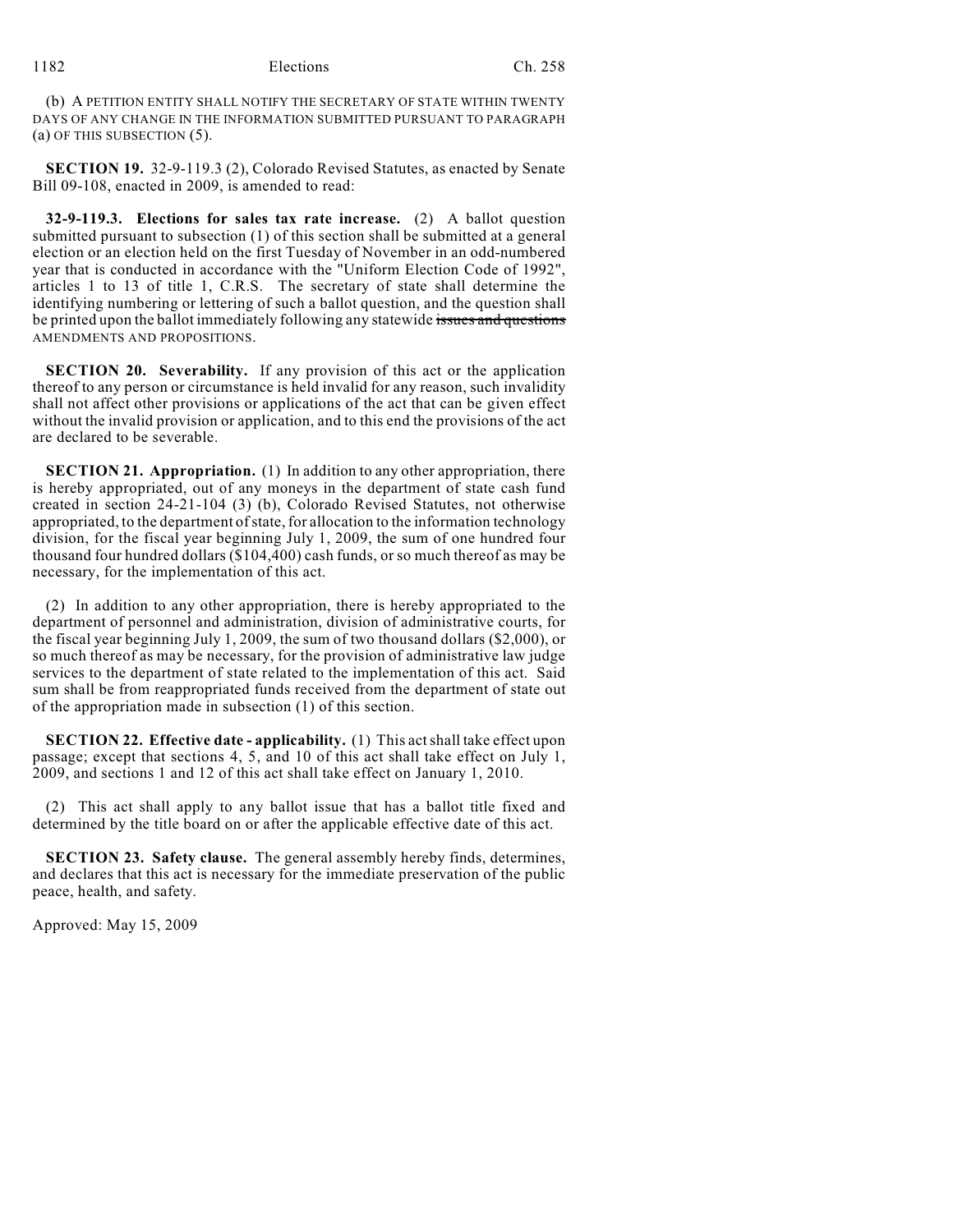(b) A PETITION ENTITY SHALL NOTIFY THE SECRETARY OF STATE WITHIN TWENTY DAYS OF ANY CHANGE IN THE INFORMATION SUBMITTED PURSUANT TO PARAGRAPH (a) OF THIS SUBSECTION (5).

**SECTION 19.** 32-9-119.3 (2), Colorado Revised Statutes, as enacted by Senate Bill 09-108, enacted in 2009, is amended to read:

**32-9-119.3. Elections for sales tax rate increase.** (2) A ballot question submitted pursuant to subsection (1) of this section shall be submitted at a general election or an election held on the first Tuesday of November in an odd-numbered year that is conducted in accordance with the "Uniform Election Code of 1992", articles 1 to 13 of title 1, C.R.S. The secretary of state shall determine the identifying numbering or lettering of such a ballot question, and the question shall be printed upon the ballot immediately following any statewide ~~issues and questions~~ AMENDMENTS AND PROPOSITIONS.

**SECTION 20. Severability.** If any provision of this act or the application thereof to any person or circumstance is held invalid for any reason, such invalidity shall not affect other provisions or applications of the act that can be given effect without the invalid provision or application, and to this end the provisions of the act are declared to be severable.

**SECTION 21. Appropriation.** (1) In addition to any other appropriation, there is hereby appropriated, out of any moneys in the department of state cash fund created in section 24-21-104 (3) (b), Colorado Revised Statutes, not otherwise appropriated, to the department of state, for allocation to the information technology division, for the fiscal year beginning July 1, 2009, the sum of one hundred four thousand four hundred dollars ($104,400) cash funds, or so much thereof as may be necessary, for the implementation of this act.

(2) In addition to any other appropriation, there is hereby appropriated to the department of personnel and administration, division of administrative courts, for the fiscal year beginning July 1, 2009, the sum of two thousand dollars ($2,000), or so much thereof as may be necessary, for the provision of administrative law judge services to the department of state related to the implementation of this act. Said sum shall be from reappropriated funds received from the department of state out of the appropriation made in subsection (1) of this section.

**SECTION 22. Effective date - applicability.** (1) This act shall take effect upon passage; except that sections 4, 5, and 10 of this act shall take effect on July 1, 2009, and sections 1 and 12 of this act shall take effect on January 1, 2010.

(2) This act shall apply to any ballot issue that has a ballot title fixed and determined by the title board on or after the applicable effective date of this act.

**SECTION 23. Safety clause.** The general assembly hereby finds, determines, and declares that this act is necessary for the immediate preservation of the public peace, health, and safety.

Approved: May 15, 2009